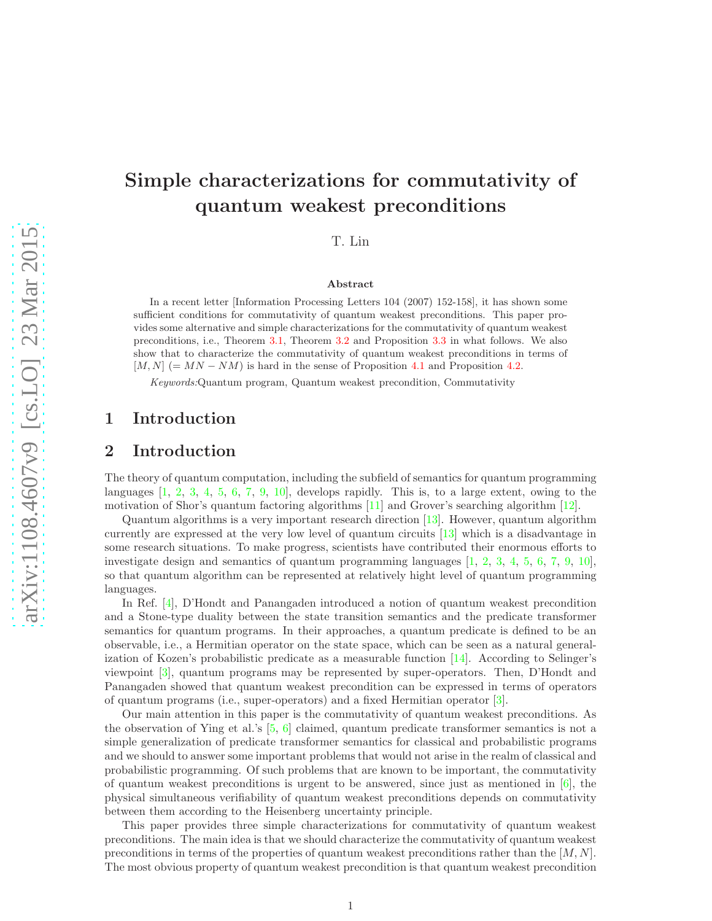# Simple characterizations for commutativity of quantum weakest preconditions

T. Lin

**Abstract**

In a recent letter [Information Processing Letters 104 (2007) 152-158], it has shown some sufficient conditions for commutativity of quantum weakest preconditions. This paper provides some alternative and simple characterizations for the commutativity of quantum weakest preconditions, i.e., Theorem 3.1, Theorem 3.2 and Proposition 3.3 in what follows. We also show that to characterize the commutativity of quantum weakest preconditions in terms of $[M, N]$ $(= MN - NM)$ is hard in the sense of Proposition 4.1 and Proposition 4.2.

*Keywords:*Quantum program, Quantum weakest precondition, Commutativity

## 1 Introduction

## 2 Introduction

The theory of quantum computation, including the subfield of semantics for quantum programming languages [1, 2, 3, 4, 5, 6, 7, 9, 10], develops rapidly. This is, to a large extent, owing to the motivation of Shor's quantum factoring algorithms [11] and Grover's searching algorithm [12].

Quantum algorithms is a very important research direction [13]. However, quantum algorithm currently are expressed at the very low level of quantum circuits [13] which is a disadvantage in some research situations. To make progress, scientists have contributed their enormous efforts to investigate design and semantics of quantum programming languages [1, 2, 3, 4, 5, 6, 7, 9, 10], so that quantum algorithm can be represented at relatively hight level of quantum programming languages.

In Ref. [4], D'Hondt and Panangaden introduced a notion of quantum weakest precondition and a Stone-type duality between the state transition semantics and the predicate transformer semantics for quantum programs. In their approaches, a quantum predicate is defined to be an observable, i.e., a Hermitian operator on the state space, which can be seen as a natural generalization of Kozen's probabilistic predicate as a measurable function [14]. According to Selinger's viewpoint [3], quantum programs may be represented by super-operators. Then, D'Hondt and Panangaden showed that quantum weakest precondition can be expressed in terms of operators of quantum programs (i.e., super-operators) and a fixed Hermitian operator [3].

Our main attention in this paper is the commutativity of quantum weakest preconditions. As the observation of Ying et al.'s [5, 6] claimed, quantum predicate transformer semantics is not a simple generalization of predicate transformer semantics for classical and probabilistic programs and we should to answer some important problems that would not arise in the realm of classical and probabilistic programming. Of such problems that are known to be important, the commutativity of quantum weakest preconditions is urgent to be answered, since just as mentioned in [6], the physical simultaneous verifiability of quantum weakest preconditions depends on commutativity between them according to the Heisenberg uncertainty principle.

This paper provides three simple characterizations for commutativity of quantum weakest preconditions. The main idea is that we should characterize the commutativity of quantum weakest preconditions in terms of the properties of quantum weakest preconditions rather than the $[M, N]$. The most obvious property of quantum weakest precondition is that quantum weakest precondition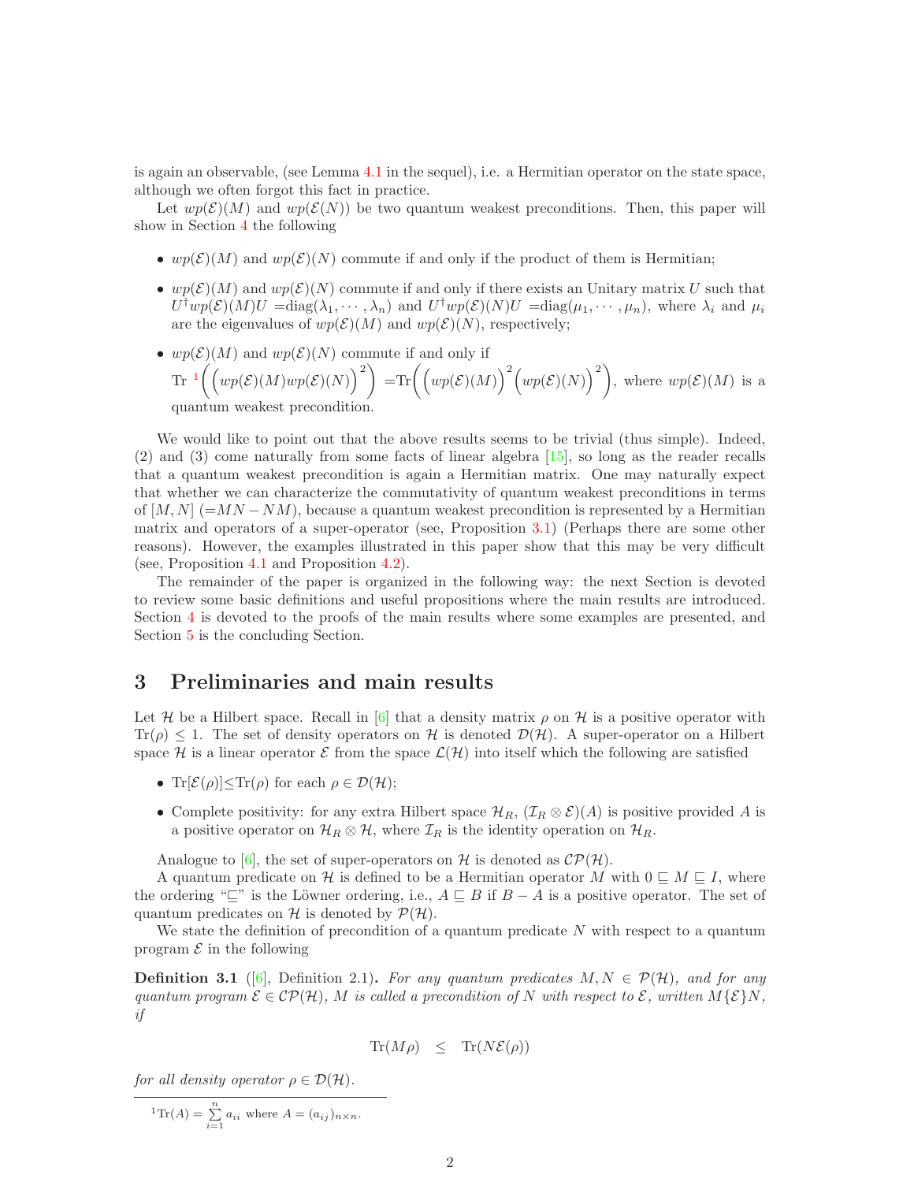is again an observable, (see Lemma 4.1 in the sequel), i.e. a Hermitian operator on the state space, although we often forgot this fact in practice.

Let $wp(\mathcal{E})(M)$ and $wp(\mathcal{E}(N))$ be two quantum weakest preconditions. Then, this paper will show in Section 4 the following

- $wp(\mathcal{E})(M)$ and $wp(\mathcal{E})(N)$ commute if and only if the product of them is Hermitian;
- $wp(\mathcal{E})(M)$ and $wp(\mathcal{E})(N)$ commute if and only if there exists an Unitary matrix $U$ such that $U^{\dagger}wp(\mathcal{E})(M)U$ =diag$(\lambda_1, \cdots, \lambda_n)$ and $U^{\dagger}wp(\mathcal{E})(N)U$ =diag$(\mu_1, \cdots, \mu_n)$, where $\lambda_i$ and $\mu_i$ are the eigenvalues of $wp(\mathcal{E})(M)$ and $wp(\mathcal{E})(N)$, respectively;
- $wp(\mathcal{E})(M)$ and $wp(\mathcal{E})(N)$ commute if and only if Tr [1] $\left(\left(wp(\mathcal{E})(M)wp(\mathcal{E})(N)\right)^2\right)$ =Tr$\left(\left(wp(\mathcal{E})(M)\right)^2\left(wp(\mathcal{E})(N)\right)^2\right)$, where $wp(\mathcal{E})(M)$ is a quantum weakest precondition.

We would like to point out that the above results seems to be trivial (thus simple). Indeed, (2) and (3) come naturally from some facts of linear algebra [15], so long as the reader recalls that a quantum weakest precondition is again a Hermitian matrix. One may naturally expect that whether we can characterize the commutativity of quantum weakest preconditions in terms of $[M, N]$ $(=MN - NM)$, because a quantum weakest precondition is represented by a Hermitian matrix and operators of a super-operator (see, Proposition 3.1) (Perhaps there are some other reasons). However, the examples illustrated in this paper show that this may be very difficult (see, Proposition 4.1 and Proposition 4.2).

The remainder of the paper is organized in the following way: the next Section is devoted to review some basic definitions and useful propositions where the main results are introduced. Section 4 is devoted to the proofs of the main results where some examples are presented, and Section 5 is the concluding Section.

## 3 Preliminaries and main results

Let $\mathcal{H}$ be a Hilbert space. Recall in [6] that a density matrix $\rho$ on $\mathcal{H}$ is a positive operator with $\mathrm{Tr}(\rho) \leq 1$. The set of density operators on $\mathcal{H}$ is denoted $\mathcal{D}(\mathcal{H})$. A super-operator on a Hilbert space $\mathcal{H}$ is a linear operator $\mathcal{E}$ from the space $\mathcal{L}(\mathcal{H})$ into itself which the following are satisfied

- $\mathrm{Tr}[\mathcal{E}(\rho)] \leq \mathrm{Tr}(\rho)$ for each $\rho \in \mathcal{D}(\mathcal{H})$;
- Complete positivity: for any extra Hilbert space $\mathcal{H}_R$, $(\mathcal{I}_R \otimes \mathcal{E})(A)$ is positive provided $A$ is a positive operator on $\mathcal{H}_R \otimes \mathcal{H}$, where $\mathcal{I}_R$ is the identity operation on $\mathcal{H}_R$.

Analogue to [6], the set of super-operators on $\mathcal{H}$ is denoted as $\mathcal{CP}(\mathcal{H})$.

A quantum predicate on $\mathcal{H}$ is defined to be a Hermitian operator $M$ with $0 \sqsubseteq M \sqsubseteq I$, where the ordering "$\sqsubseteq$" is the Löwner ordering, i.e., $A \sqsubseteq B$ if $B - A$ is a positive operator. The set of quantum predicates on $\mathcal{H}$ is denoted by $\mathcal{P}(\mathcal{H})$.

We state the definition of precondition of a quantum predicate $N$ with respect to a quantum program $\mathcal{E}$ in the following

**Definition 3.1** ([6], Definition 2.1)**.** *For any quantum predicates $M, N \in \mathcal{P}(\mathcal{H})$, and for any quantum program $\mathcal{E} \in \mathcal{CP}(\mathcal{H})$, $M$ is called a precondition of $N$ with respect to $\mathcal{E}$, written $M\{\mathcal{E}\}N$, if*

$$\mathrm{Tr}(M\rho) \quad \leq \quad \mathrm{Tr}(N\mathcal{E}(\rho))$$

*for all density operator $\rho \in \mathcal{D}(\mathcal{H})$.*

---

[1] $\mathrm{Tr}(A) = \sum_{i=1}^{n} a_{ii}$ where $A = (a_{ij})_{n\times n}$.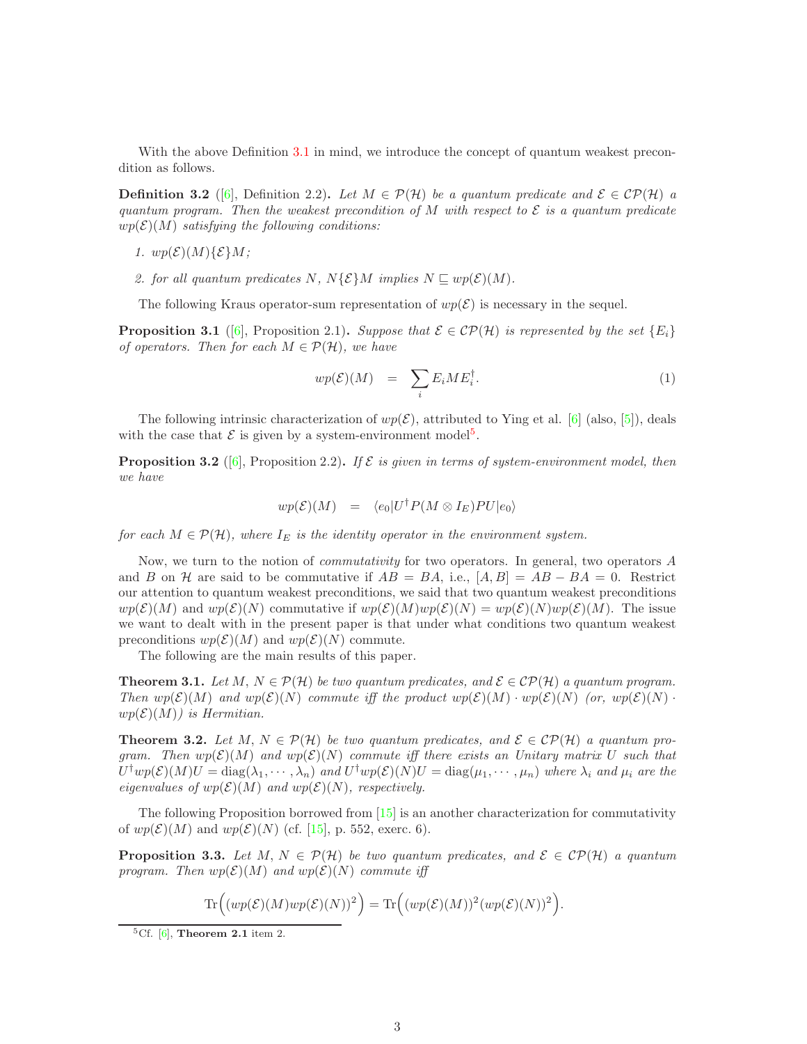With the above Definition 3.1 in mind, we introduce the concept of quantum weakest precondition as follows.

**Definition 3.2** ([6], Definition 2.2)**.** *Let $M \in \mathcal{P}(\mathcal{H})$ be a quantum predicate and $\mathcal{E} \in \mathcal{CP}(\mathcal{H})$ a quantum program. Then the weakest precondition of $M$ with respect to $\mathcal{E}$ is a quantum predicate $wp(\mathcal{E})(M)$ satisfying the following conditions:*

1. *$wp(\mathcal{E})(M)\{\mathcal{E}\}M$;*
2. *for all quantum predicates $N$, $N\{\mathcal{E}\}M$ implies $N \sqsubseteq wp(\mathcal{E})(M)$.*

The following Kraus operator-sum representation of $wp(\mathcal{E})$ is necessary in the sequel.

**Proposition 3.1** ([6], Proposition 2.1)**.** *Suppose that $\mathcal{E} \in \mathcal{CP}(\mathcal{H})$ is represented by the set $\{E_i\}$ of operators. Then for each $M \in \mathcal{P}(\mathcal{H})$, we have*

$$wp(\mathcal{E})(M) \quad = \quad \sum_i E_i M E_i^\dagger. \tag{1}$$

The following intrinsic characterization of $wp(\mathcal{E})$, attributed to Ying et al. [6] (also, [5]), deals with the case that $\mathcal{E}$ is given by a system-environment model[5].

**Proposition 3.2** ([6], Proposition 2.2)**.** *If $\mathcal{E}$ is given in terms of system-environment model, then we have*

$$wp(\mathcal{E})(M) \quad = \quad \langle e_0|U^\dagger P(M \otimes I_E)PU|e_0\rangle$$

*for each $M \in \mathcal{P}(\mathcal{H})$, where $I_E$ is the identity operator in the environment system.*

Now, we turn to the notion of *commutativity* for two operators. In general, two operators $A$ and $B$ on $\mathcal{H}$ are said to be commutative if $AB = BA$, i.e., $[A, B] = AB - BA = 0$. Restrict our attention to quantum weakest preconditions, we said that two quantum weakest preconditions $wp(\mathcal{E})(M)$ and $wp(\mathcal{E})(N)$ commutative if $wp(\mathcal{E})(M)wp(\mathcal{E})(N) = wp(\mathcal{E})(N)wp(\mathcal{E})(M)$. The issue we want to dealt with in the present paper is that under what conditions two quantum weakest preconditions $wp(\mathcal{E})(M)$ and $wp(\mathcal{E})(N)$ commute.

The following are the main results of this paper.

**Theorem 3.1.** *Let $M$, $N \in \mathcal{P}(\mathcal{H})$ be two quantum predicates, and $\mathcal{E} \in \mathcal{CP}(\mathcal{H})$ a quantum program. Then $wp(\mathcal{E})(M)$ and $wp(\mathcal{E})(N)$ commute iff the product $wp(\mathcal{E})(M) \cdot wp(\mathcal{E})(N)$ (or, $wp(\mathcal{E})(N) \cdot wp(\mathcal{E})(M)$) is Hermitian.*

**Theorem 3.2.** *Let $M$, $N \in \mathcal{P}(\mathcal{H})$ be two quantum predicates, and $\mathcal{E} \in \mathcal{CP}(\mathcal{H})$ a quantum program. Then $wp(\mathcal{E})(M)$ and $wp(\mathcal{E})(N)$ commute iff there exists an Unitary matrix $U$ such that $U^\dagger wp(\mathcal{E})(M)U = \mathrm{diag}(\lambda_1, \cdots, \lambda_n)$ and $U^\dagger wp(\mathcal{E})(N)U = \mathrm{diag}(\mu_1, \cdots, \mu_n)$ where $\lambda_i$ and $\mu_i$ are the eigenvalues of $wp(\mathcal{E})(M)$ and $wp(\mathcal{E})(N)$, respectively.*

The following Proposition borrowed from [15] is an another characterization for commutativity of $wp(\mathcal{E})(M)$ and $wp(\mathcal{E})(N)$ (cf. [15], p. 552, exerc. 6).

**Proposition 3.3.** *Let $M$, $N \in \mathcal{P}(\mathcal{H})$ be two quantum predicates, and $\mathcal{E} \in \mathcal{CP}(\mathcal{H})$ a quantum program. Then $wp(\mathcal{E})(M)$ and $wp(\mathcal{E})(N)$ commute iff*

$$\mathrm{Tr}\Big((wp(\mathcal{E})(M)wp(\mathcal{E})(N))^2\Big) = \mathrm{Tr}\Big((wp(\mathcal{E})(M))^2(wp(\mathcal{E})(N))^2\Big).$$

---

[5] Cf. [6], **Theorem 2.1** item 2.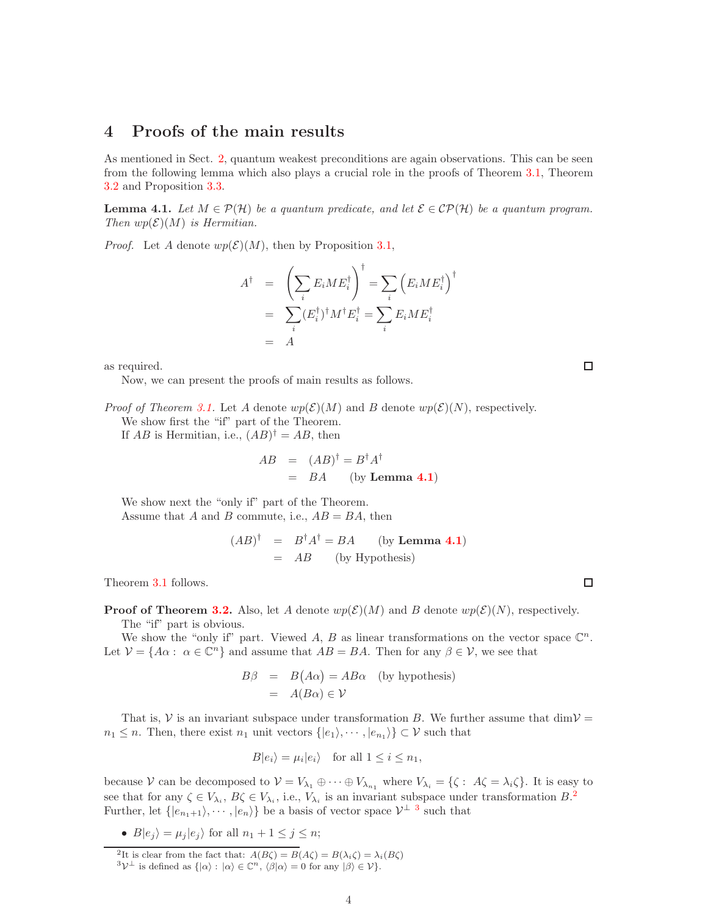# 4 Proofs of the main results

As mentioned in Sect. 2, quantum weakest preconditions are again observations. This can be seen from the following lemma which also plays a crucial role in the proofs of Theorem 3.1, Theorem 3.2 and Proposition 3.3.

**Lemma 4.1.** *Let $M \in \mathcal{P}(\mathcal{H})$ be a quantum predicate, and let $\mathcal{E} \in \mathcal{CP}(\mathcal{H})$ be a quantum program. Then $wp(\mathcal{E})(M)$ is Hermitian.*

*Proof.* Let $A$ denote $wp(\mathcal{E})(M)$, then by Proposition 3.1,

$$
\begin{aligned}
A^\dagger &= \left(\sum_i E_i M E_i^\dagger\right)^\dagger = \sum_i \left(E_i M E_i^\dagger\right)^\dagger \\
&= \sum_i (E_i^\dagger)^\dagger M^\dagger E_i^\dagger = \sum_i E_i M E_i^\dagger \\
&= A
\end{aligned}
$$

as required. □

Now, we can present the proofs of main results as follows.

*Proof of Theorem 3.1.* Let $A$ denote $wp(\mathcal{E})(M)$ and $B$ denote $wp(\mathcal{E})(N)$, respectively.

We show first the "if" part of the Theorem.

If $AB$ is Hermitian, i.e., $(AB)^\dagger = AB$, then

$$
\begin{aligned}
AB &= (AB)^\dagger = B^\dagger A^\dagger \\
&= BA \qquad (\text{by } \textbf{Lemma 4.1})
\end{aligned}
$$

We show next the "only if" part of the Theorem.

Assume that $A$ and $B$ commute, i.e., $AB = BA$, then

$$
\begin{aligned}
(AB)^\dagger &= B^\dagger A^\dagger = BA \qquad (\text{by } \textbf{Lemma 4.1}) \\
&= AB \qquad (\text{by Hypothesis})
\end{aligned}
$$

Theorem 3.1 follows. □

**Proof of Theorem 3.2.** Also, let $A$ denote $wp(\mathcal{E})(M)$ and $B$ denote $wp(\mathcal{E})(N)$, respectively.

The "if" part is obvious.

We show the "only if" part. Viewed $A$, $B$ as linear transformations on the vector space $\mathbb{C}^n$. Let $\mathcal{V} = \{A\alpha : \ \alpha \in \mathbb{C}^n\}$ and assume that $AB = BA$. Then for any $\beta \in \mathcal{V}$, we see that

$$
\begin{aligned}
B\beta &= B(A\alpha) = AB\alpha \quad (\text{by hypothesis}) \\
&= A(B\alpha) \in \mathcal{V}
\end{aligned}
$$

That is, $\mathcal{V}$ is an invariant subspace under transformation $B$. We further assume that $\dim\mathcal{V} = n_1 \le n$. Then, there exist $n_1$ unit vectors $\{|e_1\rangle, \cdots, |e_{n_1}\rangle\} \subset \mathcal{V}$ such that

$$
B|e_i\rangle = \mu_i|e_i\rangle \quad \text{for all } 1 \le i \le n_1,
$$

because $\mathcal{V}$ can be decomposed to $\mathcal{V} = V_{\lambda_1} \oplus \cdots \oplus V_{\lambda_{n_1}}$ where $V_{\lambda_i} = \{\zeta : \ A\zeta = \lambda_i\zeta\}$. It is easy to see that for any $\zeta \in V_{\lambda_i}$, $B\zeta \in V_{\lambda_i}$, i.e., $V_{\lambda_i}$ is an invariant subspace under transformation $B$.[2] Further, let $\{|e_{n_1+1}\rangle, \cdots, |e_n\rangle\}$ be a basis of vector space $\mathcal{V}^\perp$ [3] such that

- $B|e_j\rangle = \mu_j|e_j\rangle$ for all $n_1 + 1 \le j \le n$;

---

[2] It is clear from the fact that: $A(B\zeta) = B(A\zeta) = B(\lambda_i\zeta) = \lambda_i(B\zeta)$

[3] $\mathcal{V}^\perp$ is defined as $\{|\alpha\rangle : |\alpha\rangle \in \mathbb{C}^n, \ \langle\beta|\alpha\rangle = 0 \text{ for any } |\beta\rangle \in \mathcal{V}\}$.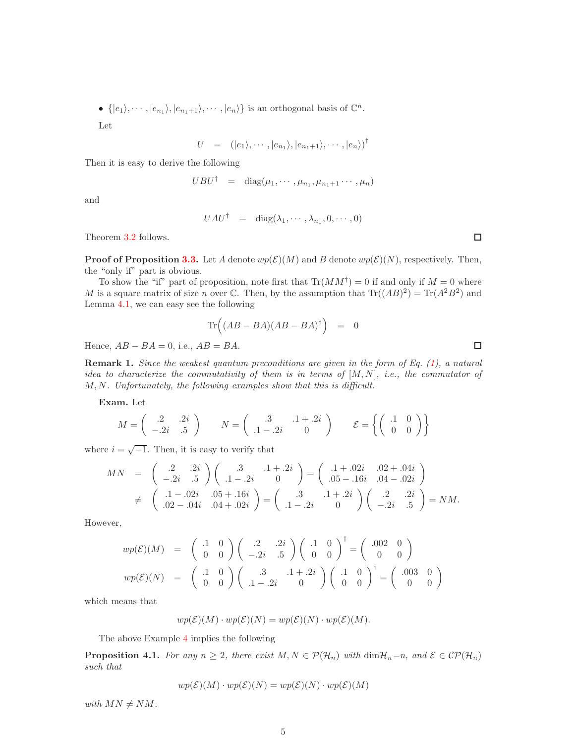- $\{|e_1\rangle, \cdots, |e_{n_1}\rangle, |e_{n_1+1}\rangle, \cdots, |e_n\rangle\}$ is an orthogonal basis of $\mathbb{C}^n$.

Let

$$U = (|e_1\rangle, \cdots, |e_{n_1}\rangle, |e_{n_1+1}\rangle, \cdots, |e_n\rangle)^\dagger$$

Then it is easy to derive the following

$$UBU^\dagger = \text{diag}(\mu_1, \cdots, \mu_{n_1}, \mu_{n_1+1} \cdots, \mu_n)$$

and

$$UAU^\dagger = \text{diag}(\lambda_1, \cdots, \lambda_{n_1}, 0, \cdots, 0)$$

Theorem 3.2 follows. □

**Proof of Proposition 3.3.** Let $A$ denote $wp(\mathcal{E})(M)$ and $B$ denote $wp(\mathcal{E})(N)$, respectively. Then, the "only if" part is obvious.

To show the "if" part of proposition, note first that $\text{Tr}(MM^\dagger) = 0$ if and only if $M = 0$ where $M$ is a square matrix of size $n$ over $\mathbb{C}$. Then, by the assumption that $\text{Tr}((AB)^2) = \text{Tr}(A^2B^2)$ and Lemma 4.1, we can easy see the following

$$\text{Tr}\Big((AB - BA)(AB - BA)^\dagger\Big) = 0$$

Hence, $AB - BA = 0$, i.e., $AB = BA$. □

**Remark 1.** *Since the weakest quantum preconditions are given in the form of Eq. (1), a natural idea to characterize the commutativity of them is in terms of $[M, N]$, i.e., the commutator of $M, N$. Unfortunately, the following examples show that this is difficult.*

**Exam.** Let

$$M = \begin{pmatrix} .2 & .2i \\ -.2i & .5 \end{pmatrix} \qquad N = \begin{pmatrix} .3 & .1 + .2i \\ .1 - .2i & 0 \end{pmatrix} \qquad \mathcal{E} = \left\{ \begin{pmatrix} .1 & 0 \\ 0 & 0 \end{pmatrix} \right\}$$

where $i = \sqrt{-1}$. Then, it is easy to verify that

$$\begin{aligned} MN &= \begin{pmatrix} .2 & .2i \\ -.2i & .5 \end{pmatrix} \begin{pmatrix} .3 & .1 + .2i \\ .1 - .2i & 0 \end{pmatrix} = \begin{pmatrix} .1 + .02i & .02 + .04i \\ .05 - .16i & .04 - .02i \end{pmatrix} \\ &\neq \begin{pmatrix} .1 - .02i & .05 + .16i \\ .02 - .04i & .04 + .02i \end{pmatrix} = \begin{pmatrix} .3 & .1 + .2i \\ .1 - .2i & 0 \end{pmatrix} \begin{pmatrix} .2 & .2i \\ -.2i & .5 \end{pmatrix} = NM. \end{aligned}$$

However,

$$\begin{aligned} wp(\mathcal{E})(M) &= \begin{pmatrix} .1 & 0 \\ 0 & 0 \end{pmatrix} \begin{pmatrix} .2 & .2i \\ -.2i & .5 \end{pmatrix} \begin{pmatrix} .1 & 0 \\ 0 & 0 \end{pmatrix}^\dagger = \begin{pmatrix} .002 & 0 \\ 0 & 0 \end{pmatrix} \\ wp(\mathcal{E})(N) &= \begin{pmatrix} .1 & 0 \\ 0 & 0 \end{pmatrix} \begin{pmatrix} .3 & .1 + .2i \\ .1 - .2i & 0 \end{pmatrix} \begin{pmatrix} .1 & 0 \\ 0 & 0 \end{pmatrix}^\dagger = \begin{pmatrix} .003 & 0 \\ 0 & 0 \end{pmatrix} \end{aligned}$$

which means that

$$wp(\mathcal{E})(M) \cdot wp(\mathcal{E})(N) = wp(\mathcal{E})(N) \cdot wp(\mathcal{E})(M).$$

The above Example 4 implies the following

**Proposition 4.1.** *For any $n \geq 2$, there exist $M, N \in \mathcal{P}(\mathcal{H}_n)$ with $\dim\mathcal{H}_n = n$, and $\mathcal{E} \in \mathcal{CP}(\mathcal{H}_n)$ such that*

$$wp(\mathcal{E})(M) \cdot wp(\mathcal{E})(N) = wp(\mathcal{E})(N) \cdot wp(\mathcal{E})(M)$$

*with $MN \neq NM$.*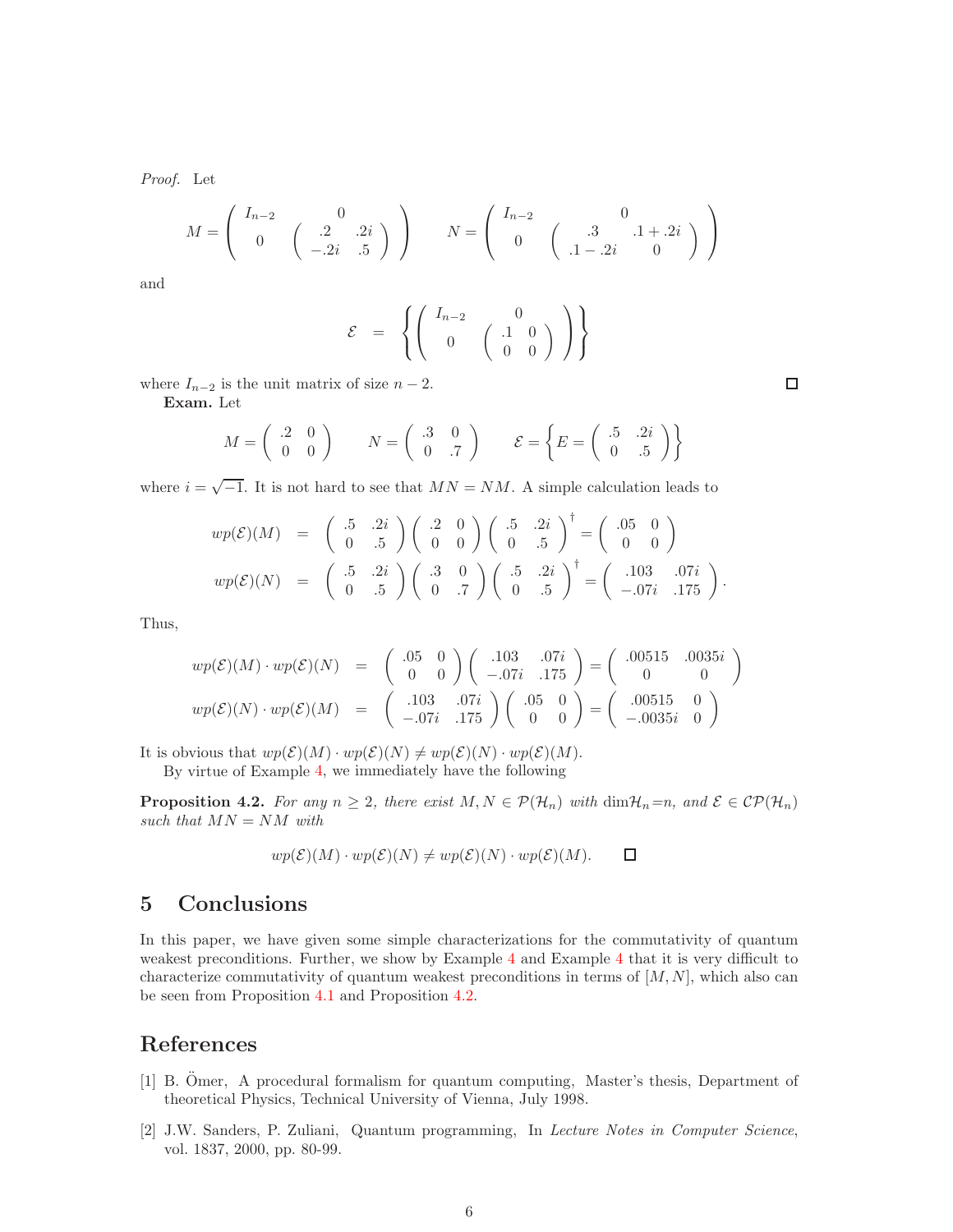*Proof.* Let

$$M = \begin{pmatrix} I_{n-2} & 0 \\ 0 & \begin{pmatrix} .2 & .2i \\ -.2i & .5 \end{pmatrix} \end{pmatrix} \qquad N = \begin{pmatrix} I_{n-2} & 0 \\ 0 & \begin{pmatrix} .3 & .1+.2i \\ .1-.2i & 0 \end{pmatrix} \end{pmatrix}$$

and

$$\mathcal{E} \;=\; \left\{ \begin{pmatrix} I_{n-2} & 0 \\ 0 & \begin{pmatrix} .1 & 0 \\ 0 & 0 \end{pmatrix} \end{pmatrix} \right\}$$

where $I_{n-2}$ is the unit matrix of size $n-2$. □

**Exam.** Let

$$M = \begin{pmatrix} .2 & 0 \\ 0 & 0 \end{pmatrix} \qquad N = \begin{pmatrix} .3 & 0 \\ 0 & .7 \end{pmatrix} \qquad \mathcal{E} = \left\{ E = \begin{pmatrix} .5 & .2i \\ 0 & .5 \end{pmatrix} \right\}$$

where $i = \sqrt{-1}$. It is not hard to see that $MN = NM$. A simple calculation leads to

$$\begin{aligned} wp(\mathcal{E})(M) &= \begin{pmatrix} .5 & .2i \\ 0 & .5 \end{pmatrix} \begin{pmatrix} .2 & 0 \\ 0 & 0 \end{pmatrix} \begin{pmatrix} .5 & .2i \\ 0 & .5 \end{pmatrix}^{\dagger} = \begin{pmatrix} .05 & 0 \\ 0 & 0 \end{pmatrix} \\ wp(\mathcal{E})(N) &= \begin{pmatrix} .5 & .2i \\ 0 & .5 \end{pmatrix} \begin{pmatrix} .3 & 0 \\ 0 & .7 \end{pmatrix} \begin{pmatrix} .5 & .2i \\ 0 & .5 \end{pmatrix}^{\dagger} = \begin{pmatrix} .103 & .07i \\ -.07i & .175 \end{pmatrix}. \end{aligned}$$

Thus,

$$\begin{aligned} wp(\mathcal{E})(M) \cdot wp(\mathcal{E})(N) &= \begin{pmatrix} .05 & 0 \\ 0 & 0 \end{pmatrix} \begin{pmatrix} .103 & .07i \\ -.07i & .175 \end{pmatrix} = \begin{pmatrix} .00515 & .0035i \\ 0 & 0 \end{pmatrix} \\ wp(\mathcal{E})(N) \cdot wp(\mathcal{E})(M) &= \begin{pmatrix} .103 & .07i \\ -.07i & .175 \end{pmatrix} \begin{pmatrix} .05 & 0 \\ 0 & 0 \end{pmatrix} = \begin{pmatrix} .00515 & 0 \\ -.0035i & 0 \end{pmatrix} \end{aligned}$$

It is obvious that $wp(\mathcal{E})(M) \cdot wp(\mathcal{E})(N) \neq wp(\mathcal{E})(N) \cdot wp(\mathcal{E})(M)$.

By virtue of Example 4, we immediately have the following

**Proposition 4.2.** *For any $n \geq 2$, there exist $M, N \in \mathcal{P}(\mathcal{H}_n)$ with $\dim \mathcal{H}_n = n$, and $\mathcal{E} \in \mathcal{CP}(\mathcal{H}_n)$ such that $MN = NM$ with*

$$wp(\mathcal{E})(M) \cdot wp(\mathcal{E})(N) \neq wp(\mathcal{E})(N) \cdot wp(\mathcal{E})(M). \qquad \square$$

## 5 Conclusions

In this paper, we have given some simple characterizations for the commutativity of quantum weakest preconditions. Further, we show by Example 4 and Example 4 that it is very difficult to characterize commutativity of quantum weakest preconditions in terms of $[M, N]$, which also can be seen from Proposition 4.1 and Proposition 4.2.

## References

[1] B. Ömer, A procedural formalism for quantum computing, Master's thesis, Department of theoretical Physics, Technical University of Vienna, July 1998.

[2] J.W. Sanders, P. Zuliani, Quantum programming, In *Lecture Notes in Computer Science*, vol. 1837, 2000, pp. 80-99.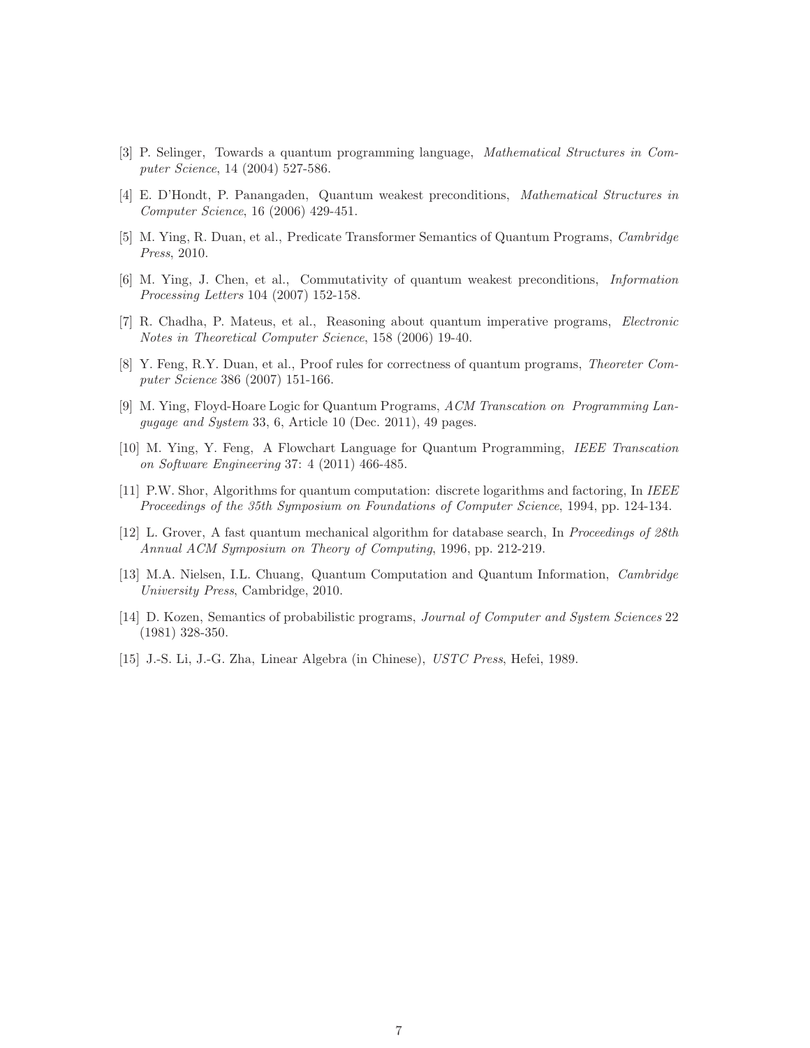[3] P. Selinger, Towards a quantum programming language, *Mathematical Structures in Computer Science*, 14 (2004) 527-586.

[4] E. D'Hondt, P. Panangaden, Quantum weakest preconditions, *Mathematical Structures in Computer Science*, 16 (2006) 429-451.

[5] M. Ying, R. Duan, et al., Predicate Transformer Semantics of Quantum Programs, *Cambridge Press*, 2010.

[6] M. Ying, J. Chen, et al., Commutativity of quantum weakest preconditions, *Information Processing Letters* 104 (2007) 152-158.

[7] R. Chadha, P. Mateus, et al., Reasoning about quantum imperative programs, *Electronic Notes in Theoretical Computer Science*, 158 (2006) 19-40.

[8] Y. Feng, R.Y. Duan, et al., Proof rules for correctness of quantum programs, *Theoreter Computer Science* 386 (2007) 151-166.

[9] M. Ying, Floyd-Hoare Logic for Quantum Programs, *ACM Transcation on Programming Langugage and System* 33, 6, Article 10 (Dec. 2011), 49 pages.

[10] M. Ying, Y. Feng, A Flowchart Language for Quantum Programming, *IEEE Transcation on Software Engineering* 37: 4 (2011) 466-485.

[11] P.W. Shor, Algorithms for quantum computation: discrete logarithms and factoring, In *IEEE Proceedings of the 35th Symposium on Foundations of Computer Science*, 1994, pp. 124-134.

[12] L. Grover, A fast quantum mechanical algorithm for database search, In *Proceedings of 28th Annual ACM Symposium on Theory of Computing*, 1996, pp. 212-219.

[13] M.A. Nielsen, I.L. Chuang, Quantum Computation and Quantum Information, *Cambridge University Press*, Cambridge, 2010.

[14] D. Kozen, Semantics of probabilistic programs, *Journal of Computer and System Sciences* 22 (1981) 328-350.

[15] J.-S. Li, J.-G. Zha, Linear Algebra (in Chinese), *USTC Press*, Hefei, 1989.